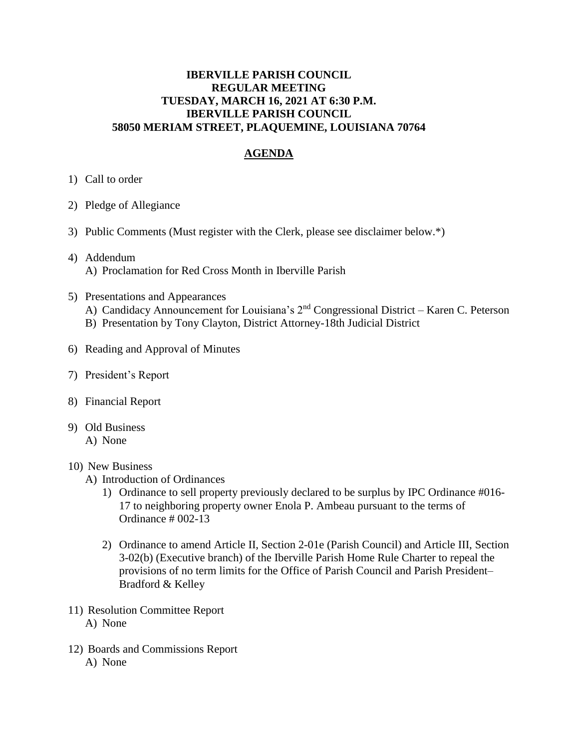**IBERVILLE PARISH COUNCIL**
**REGULAR MEETING**
**TUESDAY, MARCH 16, 2021 AT 6:30 P.M.**
**IBERVILLE PARISH COUNCIL**
**58050 MERIAM STREET, PLAQUEMINE, LOUISIANA 70764**

# AGENDA

1) Call to order

2) Pledge of Allegiance

3) Public Comments (Must register with the Clerk, please see disclaimer below.*)

4) Addendum
   A) Proclamation for Red Cross Month in Iberville Parish

5) Presentations and Appearances
   A) Candidacy Announcement for Louisiana's 2nd Congressional District – Karen C. Peterson
   B) Presentation by Tony Clayton, District Attorney-18th Judicial District

6) Reading and Approval of Minutes

7) President's Report

8) Financial Report

9) Old Business
   A) None

10) New Business
    A) Introduction of Ordinances
       1) Ordinance to sell property previously declared to be surplus by IPC Ordinance #016-17 to neighboring property owner Enola P. Ambeau pursuant to the terms of Ordinance # 002-13

       2) Ordinance to amend Article II, Section 2-01e (Parish Council) and Article III, Section 3-02(b) (Executive branch) of the Iberville Parish Home Rule Charter to repeal the provisions of no term limits for the Office of Parish Council and Parish President– Bradford & Kelley

11) Resolution Committee Report
    A) None

12) Boards and Commissions Report
    A) None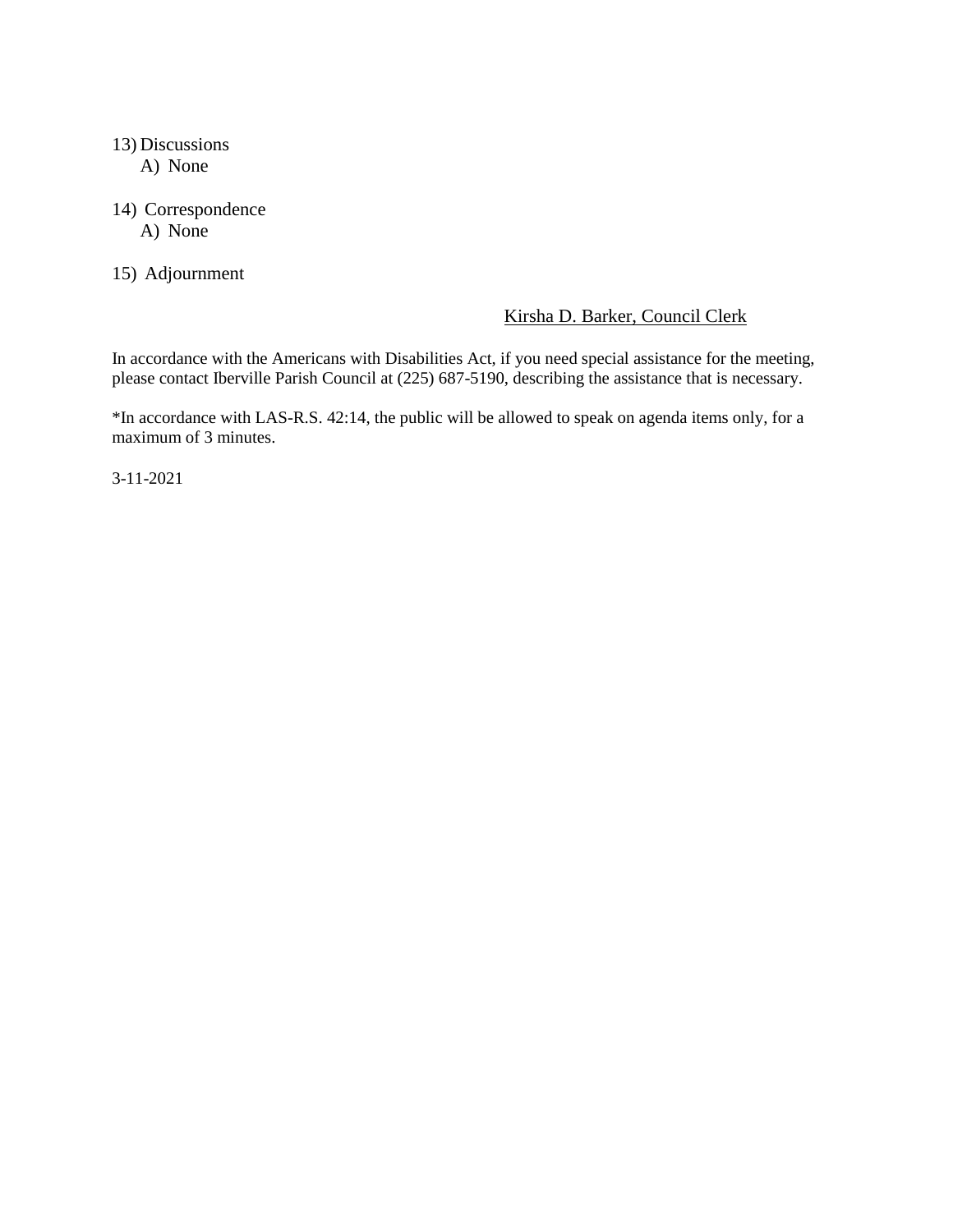13) Discussions
    A) None

14) Correspondence
    A) None

15) Adjournment

Kirsha D. Barker, Council Clerk

In accordance with the Americans with Disabilities Act, if you need special assistance for the meeting, please contact Iberville Parish Council at (225) 687-5190, describing the assistance that is necessary.

*In accordance with LAS-R.S. 42:14, the public will be allowed to speak on agenda items only, for a maximum of 3 minutes.

3-11-2021